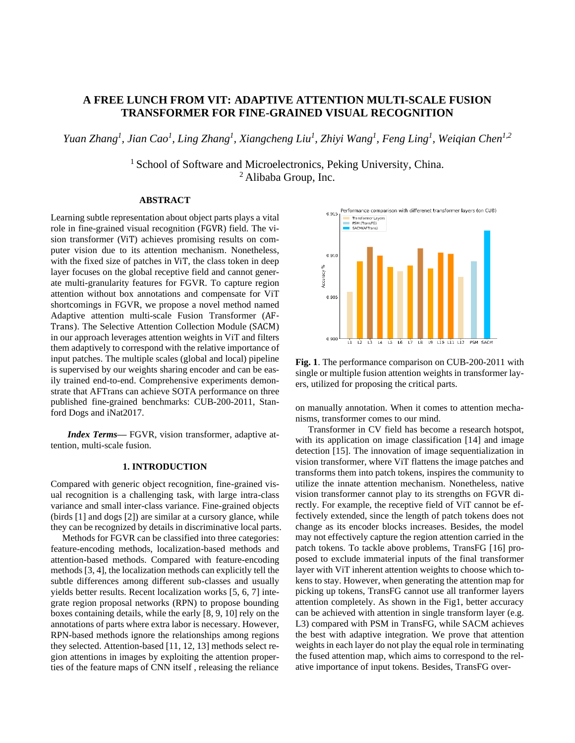# A FREE LUNCH FROM VIT: ADAPTIVE ATTENTION MULTI-SCALE FUSION TRANSFORMER FOR FINE-GRAINED VISUAL RECOGNITION

*Yuan Zhang[1], Jian Cao[1], Ling Zhang[1], Xiangcheng Liu[1], Zhiyi Wang[1], Feng Ling[1], Weiqian Chen[1,2]*

[1] School of Software and Microelectronics, Peking University, China.
[2] Alibaba Group, Inc.

## ABSTRACT

Learning subtle representation about object parts plays a vital role in fine-grained visual recognition (FGVR) field. The vision transformer (ViT) achieves promising results on computer vision due to its attention mechanism. Nonetheless, with the fixed size of patches in ViT, the class token in deep layer focuses on the global receptive field and cannot generate multi-granularity features for FGVR. To capture region attention without box annotations and compensate for ViT shortcomings in FGVR, we propose a novel method named Adaptive attention multi-scale Fusion Transformer (AFTrans). The Selective Attention Collection Module (SACM) in our approach leverages attention weights in ViT and filters them adaptively to correspond with the relative importance of input patches. The multiple scales (global and local) pipeline is supervised by our weights sharing encoder and can be easily trained end-to-end. Comprehensive experiments demonstrate that AFTrans can achieve SOTA performance on three published fine-grained benchmarks: CUB-200-2011, Stanford Dogs and iNat2017.

***Index Terms*—** FGVR, vision transformer, adaptive attention, multi-scale fusion.

## 1. INTRODUCTION

Compared with generic object recognition, fine-grained visual recognition is a challenging task, with large intra-class variance and small inter-class variance. Fine-grained objects (birds [1] and dogs [2]) are similar at a cursory glance, while they can be recognized by details in discriminative local parts.

Methods for FGVR can be classified into three categories: feature-encoding methods, localization-based methods and attention-based methods. Compared with feature-encoding methods [3, 4], the localization methods can explicitly tell the subtle differences among different sub-classes and usually yields better results. Recent localization works [5, 6, 7] integrate region proposal networks (RPN) to propose bounding boxes containing details, while the early [8, 9, 10] rely on the annotations of parts where extra labor is necessary. However, RPN-based methods ignore the relationships among regions they selected. Attention-based [11, 12, 13] methods select region attentions in images by exploiting the attention properties of the feature maps of CNN itself , releasing the reliance on manually annotation. When it comes to attention mechanisms, transformer comes to our mind.

Transformer in CV field has become a research hotspot, with its application on image classification [14] and image detection [15]. The innovation of image sequentialization in vision transformer, where ViT flattens the image patches and transforms them into patch tokens, inspires the community to utilize the innate attention mechanism. Nonetheless, native vision transformer cannot play to its strengths on FGVR directly. For example, the receptive field of ViT cannot be effectively extended, since the length of patch tokens does not change as its encoder blocks increases. Besides, the model may not effectively capture the region attention carried in the patch tokens. To tackle above problems, TransFG [16] proposed to exclude immaterial inputs of the final transformer layer with ViT inherent attention weights to choose which tokens to stay. However, when generating the attention map for picking up tokens, TransFG cannot use all tranformer layers attention completely. As shown in the Fig1, better accuracy can be achieved with attention in single transform layer (e.g. L3) compared with PSM in TransFG, while SACM achieves the best with adaptive integration. We prove that attention weights in each layer do not play the equal role in terminating the fused attention map, which aims to correspond to the relative importance of input tokens. Besides, TransFG over-

**Fig. 1**. The performance comparison on CUB-200-2011 with single or multiple fusion attention weights in transformer layers, utilized for proposing the critical parts.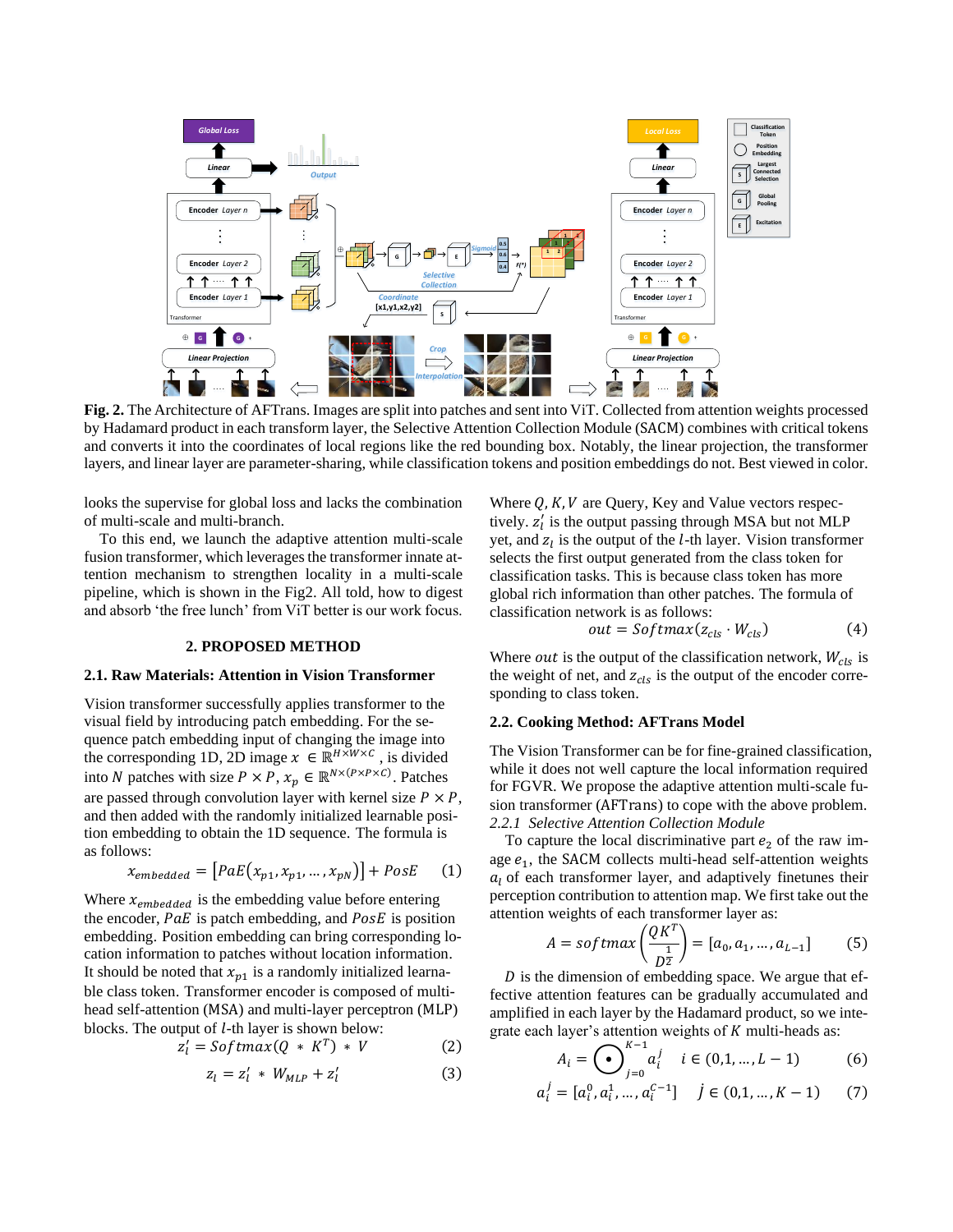**Fig. 2.** The Architecture of AFTrans. Images are split into patches and sent into ViT. Collected from attention weights processed by Hadamard product in each transform layer, the Selective Attention Collection Module (SACM) combines with critical tokens and converts it into the coordinates of local regions like the red bounding box. Notably, the linear projection, the transformer layers, and linear layer are parameter-sharing, while classification tokens and position embeddings do not. Best viewed in color.

looks the supervise for global loss and lacks the combination of multi-scale and multi-branch.

To this end, we launch the adaptive attention multi-scale fusion transformer, which leverages the transformer innate attention mechanism to strengthen locality in a multi-scale pipeline, which is shown in the Fig2. All told, how to digest and absorb 'the free lunch' from ViT better is our work focus.

## 2. PROPOSED METHOD

### 2.1. Raw Materials: Attention in Vision Transformer

Vision transformer successfully applies transformer to the visual field by introducing patch embedding. For the sequence patch embedding input of changing the image into the corresponding 1D, 2D image $x \in \mathbb{R}^{H \times W \times C}$, is divided into $N$ patches with size $P \times P$, $x_p \in \mathbb{R}^{N \times (P \times P \times C)}$. Patches are passed through convolution layer with kernel size $P \times P$, and then added with the randomly initialized learnable position embedding to obtain the 1D sequence. The formula is as follows:

$$x_{embedded} = \left[PaE(x_{p1}, x_{p1}, \ldots, x_{pN})\right] + PosE \qquad (1)$$

Where $x_{embedded}$ is the embedding value before entering the encoder, $PaE$ is patch embedding, and $PosE$ is position embedding. Position embedding can bring corresponding location information to patches without location information. It should be noted that $x_{p1}$ is a randomly initialized learnable class token. Transformer encoder is composed of multi-head self-attention (MSA) and multi-layer perceptron (MLP) blocks. The output of $l$-th layer is shown below:

$$z'_l = Softmax(Q * K^T) * V \qquad (2)$$

$$z_l = z'_l * W_{MLP} + z'_l \qquad (3)$$

Where $Q, K, V$ are Query, Key and Value vectors respectively. $z'_l$ is the output passing through MSA but not MLP yet, and $z_l$ is the output of the $l$-th layer. Vision transformer selects the first output generated from the class token for classification tasks. This is because class token has more global rich information than other patches. The formula of classification network is as follows:

$$out = Softmax(z_{cls} \cdot W_{cls}) \qquad (4)$$

Where $out$ is the output of the classification network, $W_{cls}$ is the weight of net, and $z_{cls}$ is the output of the encoder corresponding to class token.

### 2.2. Cooking Method: AFTrans Model

The Vision Transformer can be for fine-grained classification, while it does not well capture the local information required for FGVR. We propose the adaptive attention multi-scale fusion transformer (AFTrans) to cope with the above problem.

#### 2.2.1 Selective Attention Collection Module

To capture the local discriminative part $e_2$ of the raw image $e_1$, the SACM collects multi-head self-attention weights $a_l$ of each transformer layer, and adaptively finetunes their perception contribution to attention map. We first take out the attention weights of each transformer layer as:

$$A = softmax\left(\frac{QK^T}{D^{\frac{1}{2}}}\right) = [a_0, a_1, \ldots, a_{L-1}] \qquad (5)$$

$D$ is the dimension of embedding space. We argue that effective attention features can be gradually accumulated and amplified in each layer by the Hadamard product, so we integrate each layer's attention weights of $K$ multi-heads as:

$$A_i = \bigodot_{j=0}^{K-1} a_i^j \quad i \in (0, 1, \ldots, L-1) \qquad (6)$$

$$a_i^j = [a_i^0, a_i^1, \ldots, a_i^{C-1}] \quad j \in (0, 1, \ldots, K-1) \qquad (7)$$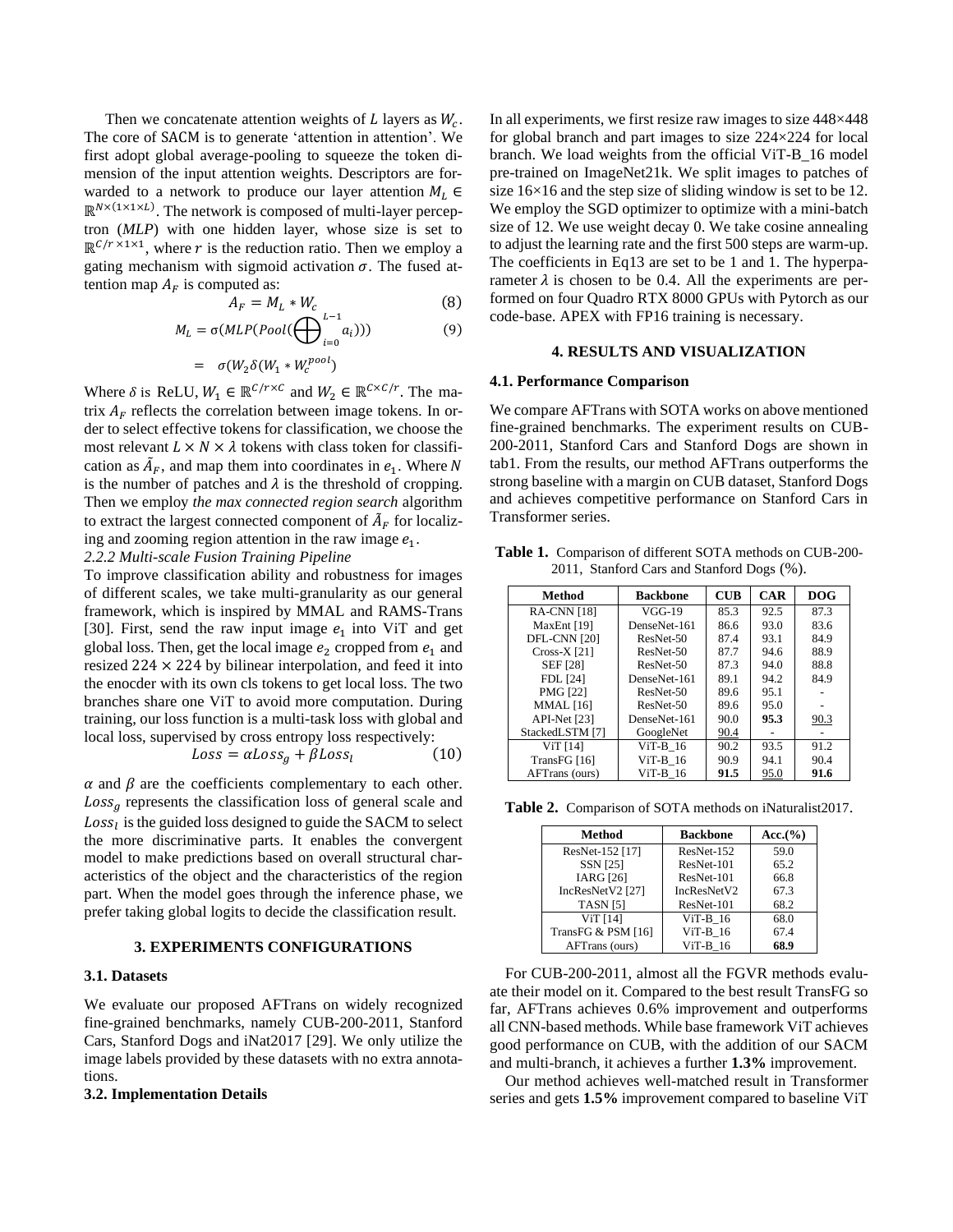Then we concatenate attention weights of $L$ layers as $W_c$. The core of SACM is to generate 'attention in attention'. We first adopt global average-pooling to squeeze the token dimension of the input attention weights. Descriptors are forwarded to a network to produce our layer attention $M_L \in \mathbb{R}^{N\times(1\times1\times L)}$. The network is composed of multi-layer perceptron (*MLP*) with one hidden layer, whose size is set to $\mathbb{R}^{C/r\times1\times1}$, where $r$ is the reduction ratio. Then we employ a gating mechanism with sigmoid activation $\sigma$. The fused attention map $A_F$ is computed as:

$$A_F = M_L * W_c \tag{8}$$

$$M_L = \sigma(MLP(Pool(\bigoplus_{i=0}^{L-1} a_i))) \tag{9}$$

$$= \sigma(W_2\delta(W_1 * W_c^{pool})$$

Where $\delta$ is ReLU, $W_1 \in \mathbb{R}^{C/r\times C}$ and $W_2 \in \mathbb{R}^{C\times C/r}$. The matrix $A_F$ reflects the correlation between image tokens. In order to select effective tokens for classification, we choose the most relevant $L\times N\times\lambda$ tokens with class token for classification as $\tilde{A}_F$, and map them into coordinates in $e_1$. Where $N$ is the number of patches and $\lambda$ is the threshold of cropping. Then we employ *the max connected region search* algorithm to extract the largest connected component of $\tilde{A}_F$ for localizing and zooming region attention in the raw image $e_1$.

*2.2.2 Multi-scale Fusion Training Pipeline*

To improve classification ability and robustness for images of different scales, we take multi-granularity as our general framework, which is inspired by MMAL and RAMS-Trans [30]. First, send the raw input image $e_1$ into ViT and get global loss. Then, get the local image $e_2$ cropped from $e_1$ and resized $224\times224$ by bilinear interpolation, and feed it into the enocder with its own cls tokens to get local loss. The two branches share one ViT to avoid more computation. During training, our loss function is a multi-task loss with global and local loss, supervised by cross entropy loss respectively:

$$Loss = \alpha Loss_g + \beta Loss_l \tag{10}$$

$\alpha$ and $\beta$ are the coefficients complementary to each other. $Loss_g$ represents the classification loss of general scale and $Loss_l$ is the guided loss designed to guide the SACM to select the more discriminative parts. It enables the convergent model to make predictions based on overall structural characteristics of the object and the characteristics of the region part. When the model goes through the inference phase, we prefer taking global logits to decide the classification result.

## 3. EXPERIMENTS CONFIGURATIONS

### 3.1. Datasets

We evaluate our proposed AFTrans on widely recognized fine-grained benchmarks, namely CUB-200-2011, Stanford Cars, Stanford Dogs and iNat2017 [29]. We only utilize the image labels provided by these datasets with no extra annotations.

### 3.2. Implementation Details

In all experiments, we first resize raw images to size 448×448 for global branch and part images to size 224×224 for local branch. We load weights from the official ViT-B_16 model pre-trained on ImageNet21k. We split images to patches of size 16×16 and the step size of sliding window is set to be 12. We employ the SGD optimizer to optimize with a mini-batch size of 12. We use weight decay 0. We take cosine annealing to adjust the learning rate and the first 500 steps are warm-up. The coefficients in Eq13 are set to be 1 and 1. The hyperparameter $\lambda$ is chosen to be 0.4. All the experiments are performed on four Quadro RTX 8000 GPUs with Pytorch as our code-base. APEX with FP16 training is necessary.

## 4. RESULTS AND VISUALIZATION

### 4.1. Performance Comparison

We compare AFTrans with SOTA works on above mentioned fine-grained benchmarks. The experiment results on CUB-200-2011, Stanford Cars and Stanford Dogs are shown in tab1. From the results, our method AFTrans outperforms the strong baseline with a margin on CUB dataset, Stanford Dogs and achieves competitive performance on Stanford Cars in Transformer series.

**Table 1.** Comparison of different SOTA methods on CUB-200-2011, Stanford Cars and Stanford Dogs (%).

| Method | Backbone | CUB | CAR | DOG |
|---|---|---|---|---|
| RA-CNN [18] | VGG-19 | 85.3 | 92.5 | 87.3 |
| MaxEnt [19] | DenseNet-161 | 86.6 | 93.0 | 83.6 |
| DFL-CNN [20] | ResNet-50 | 87.4 | 93.1 | 84.9 |
| Cross-X [21] | ResNet-50 | 87.7 | 94.6 | 88.9 |
| SEF [28] | ResNet-50 | 87.3 | 94.0 | 88.8 |
| FDL [24] | DenseNet-161 | 89.1 | 94.2 | 84.9 |
| PMG [22] | ResNet-50 | 89.6 | 95.1 | - |
| MMAL [16] | ResNet-50 | 89.6 | 95.0 | - |
| API-Net [23] | DenseNet-161 | 90.0 | **95.3** | 90.3 |
| StackedLSTM [7] | GoogleNet | 90.4 | - | - |
| ViT [14] | ViT-B_16 | 90.2 | 93.5 | 91.2 |
| TransFG [16] | ViT-B_16 | 90.9 | 94.1 | 90.4 |
| AFTrans (ours) | ViT-B_16 | **91.5** | 95.0 | **91.6** |

**Table 2.** Comparison of SOTA methods on iNaturalist2017.

| Method | Backbone | Acc.(%) |
|---|---|---|
| ResNet-152 [17] | ResNet-152 | 59.0 |
| SSN [25] | ResNet-101 | 65.2 |
| IARG [26] | ResNet-101 | 66.8 |
| IncResNetV2 [27] | IncResNetV2 | 67.3 |
| TASN [5] | ResNet-101 | 68.2 |
| ViT [14] | ViT-B_16 | 68.0 |
| TransFG & PSM [16] | ViT-B_16 | 67.4 |
| AFTrans (ours) | ViT-B_16 | **68.9** |

For CUB-200-2011, almost all the FGVR methods evaluate their model on it. Compared to the best result TransFG so far, AFTrans achieves 0.6% improvement and outperforms all CNN-based methods. While base framework ViT achieves good performance on CUB, with the addition of our SACM and multi-branch, it achieves a further **1.3%** improvement.

Our method achieves well-matched result in Transformer series and gets **1.5%** improvement compared to baseline ViT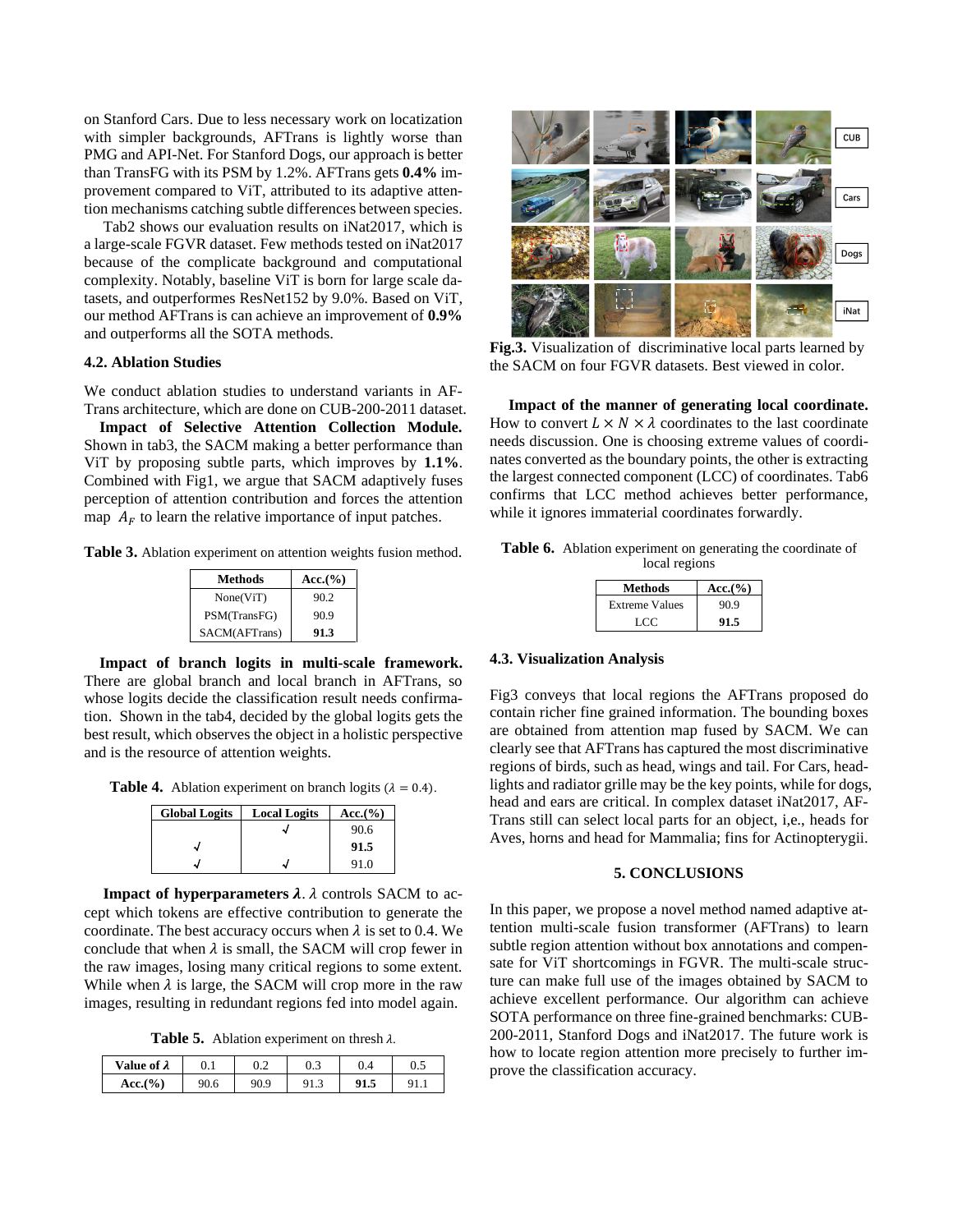on Stanford Cars. Due to less necessary work on locatization with simpler backgrounds, AFTrans is lightly worse than PMG and API-Net. For Stanford Dogs, our approach is better than TransFG with its PSM by 1.2%. AFTrans gets **0.4%** improvement compared to ViT, attributed to its adaptive attention mechanisms catching subtle differences between species.

Tab2 shows our evaluation results on iNat2017, which is a large-scale FGVR dataset. Few methods tested on iNat2017 because of the complicate background and computational complexity. Notably, baseline ViT is born for large scale datasets, and outperformes ResNet152 by 9.0%. Based on ViT, our method AFTrans is can achieve an improvement of **0.9%** and outperforms all the SOTA methods.

### 4.2. Ablation Studies

We conduct ablation studies to understand variants in AFTrans architecture, which are done on CUB-200-2011 dataset.

**Impact of Selective Attention Collection Module.** Shown in tab3, the SACM making a better performance than ViT by proposing subtle parts, which improves by **1.1%**. Combined with Fig1, we argue that SACM adaptively fuses perception of attention contribution and forces the attention map $A_F$ to learn the relative importance of input patches.

**Table 3.** Ablation experiment on attention weights fusion method.

| Methods | Acc.(%) |
|---|---|
| None(ViT) | 90.2 |
| PSM(TransFG) | 90.9 |
| SACM(AFTrans) | **91.3** |

**Impact of branch logits in multi-scale framework.** There are global branch and local branch in AFTrans, so whose logits decide the classification result needs confirmation. Shown in the tab4, decided by the global logits get the best result, which observes the object in a holistic perspective and is the resource of attention weights.

**Table 4.** Ablation experiment on branch logits ($\lambda = 0.4$).

| Global Logits | Local Logits | Acc.(%) |
|---|---|---|
| | √ | 90.6 |
| √ | | **91.5** |
| √ | √ | 91.0 |

**Impact of hyperparameters $\lambda$.** $\lambda$ controls SACM to accept which tokens are effective contribution to generate the coordinate. The best accuracy occurs when $\lambda$ is set to 0.4. We conclude that when $\lambda$ is small, the SACM will crop fewer in the raw images, losing many critical regions to some extent. While when $\lambda$ is large, the SACM will crop more in the raw images, resulting in redundant regions fed into model again.

**Table 5.** Ablation experiment on thresh $\lambda$.

| Value of $\lambda$ | 0.1 | 0.2 | 0.3 | 0.4 | 0.5 |
|---|---|---|---|---|---|
| Acc.(%) | 90.6 | 90.9 | 91.3 | **91.5** | 91.1 |

**Fig.3.** Visualization of discriminative local parts learned by the SACM on four FGVR datasets. Best viewed in color.

**Impact of the manner of generating local coordinate.** How to convert $L \times N \times \lambda$ coordinates to the last coordinate needs discussion. One is choosing extreme values of coordinates converted as the boundary points, the other is extracting the largest connected component (LCC) of coordinates. Tab6 confirms that LCC method achieves better performance, while it ignores immaterial coordinates forwardly.

**Table 6.** Ablation experiment on generating the coordinate of local regions

| Methods | Acc.(%) |
|---|---|
| Extreme Values | 90.9 |
| LCC | **91.5** |

### 4.3. Visualization Analysis

Fig3 conveys that local regions the AFTrans proposed do contain richer fine grained information. The bounding boxes are obtained from attention map fused by SACM. We can clearly see that AFTrans has captured the most discriminative regions of birds, such as head, wings and tail. For Cars, headlights and radiator grille may be the key points, while for dogs, head and ears are critical. In complex dataset iNat2017, AFTrans still can select local parts for an object, i,e., heads for Aves, horns and head for Mammalia; fins for Actinopterygii.

## 5. CONCLUSIONS

In this paper, we propose a novel method named adaptive attention multi-scale fusion transformer (AFTrans) to learn subtle region attention without box annotations and compensate for ViT shortcomings in FGVR. The multi-scale structure can make full use of the images obtained by SACM to achieve excellent performance. Our algorithm can achieve SOTA performance on three fine-grained benchmarks: CUB-200-2011, Stanford Dogs and iNat2017. The future work is how to locate region attention more precisely to further improve the classification accuracy.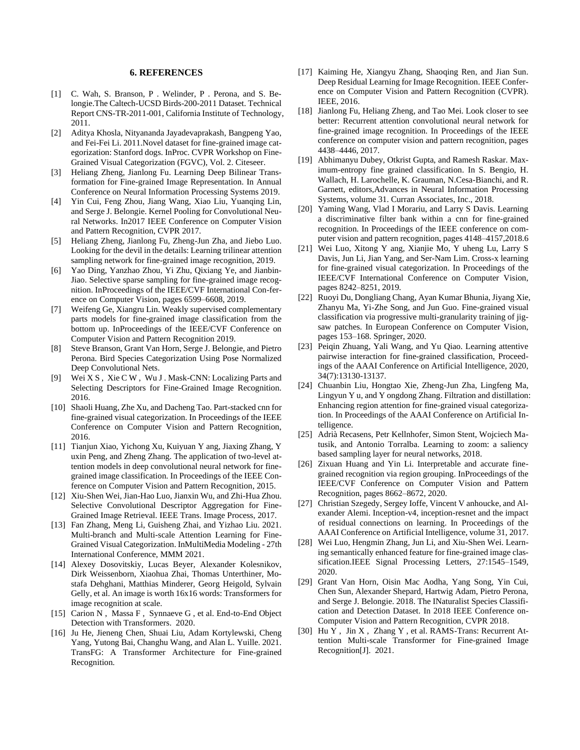## 6. REFERENCES

[1] C. Wah, S. Branson, P . Welinder, P . Perona, and S. Belongie.The Caltech-UCSD Birds-200-2011 Dataset. Technical Report CNS-TR-2011-001, California Institute of Technology, 2011.

[2] Aditya Khosla, Nityananda Jayadevaprakash, Bangpeng Yao, and Fei-Fei Li. 2011.Novel dataset for fine-grained image categorization: Stanford dogs. InProc. CVPR Workshop on Fine-Grained Visual Categorization (FGVC), Vol. 2. Citeseer.

[3] Heliang Zheng, Jianlong Fu. Learning Deep Bilinear Transformation for Fine-grained Image Representation. In Annual Conference on Neural Information Processing Systems 2019.

[4] Yin Cui, Feng Zhou, Jiang Wang, Xiao Liu, Yuanqing Lin, and Serge J. Belongie. Kernel Pooling for Convolutional Neural Networks. In2017 IEEE Conference on Computer Vision and Pattern Recognition, CVPR 2017.

[5] Heliang Zheng, Jianlong Fu, Zheng-Jun Zha, and Jiebo Luo. Looking for the devil in the details: Learning trilinear attention sampling network for fine-grained image recognition, 2019.

[6] Yao Ding, Yanzhao Zhou, Yi Zhu, Qixiang Ye, and Jianbin-Jiao. Selective sparse sampling for fine-grained image recognition. InProceedings of the IEEE/CVF International Con-ference on Computer Vision, pages 6599–6608, 2019.

[7] Weifeng Ge, Xiangru Lin. Weakly supervised complementary parts models for fine-grained image classification from the bottom up. InProceedings of the IEEE/CVF Conference on Computer Vision and Pattern Recognition 2019.

[8] Steve Branson, Grant Van Horn, Serge J. Belongie, and Pietro Perona. Bird Species Categorization Using Pose Normalized Deep Convolutional Nets.

[9] Wei X S , Xie C W , Wu J . Mask-CNN: Localizing Parts and Selecting Descriptors for Fine-Grained Image Recognition. 2016.

[10] Shaoli Huang, Zhe Xu, and Dacheng Tao. Part-stacked cnn for fine-grained visual categorization. In Proceedings of the IEEE Conference on Computer Vision and Pattern Recognition, 2016.

[11] Tianjun Xiao, Yichong Xu, Kuiyuan Y ang, Jiaxing Zhang, Y uxin Peng, and Zheng Zhang. The application of two-level attention models in deep convolutional neural network for fine-grained image classification. In Proceedings of the IEEE Conference on Computer Vision and Pattern Recognition, 2015.

[12] Xiu-Shen Wei, Jian-Hao Luo, Jianxin Wu, and Zhi-Hua Zhou. Selective Convolutional Descriptor Aggregation for Fine-Grained Image Retrieval. IEEE Trans. Image Process, 2017.

[13] Fan Zhang, Meng Li, Guisheng Zhai, and Yizhao Liu. 2021. Multi-branch and Multi-scale Attention Learning for Fine-Grained Visual Categorization. InMultiMedia Modeling - 27th International Conference, MMM 2021.

[14] Alexey Dosovitskiy, Lucas Beyer, Alexander Kolesnikov, Dirk Weissenborn, Xiaohua Zhai, Thomas Unterthiner, Mostafa Dehghani, Matthias Minderer, Georg Heigold, Sylvain Gelly, et al. An image is worth 16x16 words: Transformers for image recognition at scale.

[15] Carion N , Massa F , Synnaeve G , et al. End-to-End Object Detection with Transformers. 2020.

[16] Ju He, Jieneng Chen, Shuai Liu, Adam Kortylewski, Cheng Yang, Yutong Bai, Changhu Wang, and Alan L. Yuille. 2021. TransFG: A Transformer Architecture for Fine-grained Recognition.

[17] Kaiming He, Xiangyu Zhang, Shaoqing Ren, and Jian Sun. Deep Residual Learning for Image Recognition. IEEE Conference on Computer Vision and Pattern Recognition (CVPR). IEEE, 2016.

[18] Jianlong Fu, Heliang Zheng, and Tao Mei. Look closer to see better: Recurrent attention convolutional neural network for fine-grained image recognition. In Proceedings of the IEEE conference on computer vision and pattern recognition, pages 4438–4446, 2017.

[19] Abhimanyu Dubey, Otkrist Gupta, and Ramesh Raskar. Maximum-entropy fine grained classification. In S. Bengio, H. Wallach, H. Larochelle, K. Grauman, N.Cesa-Bianchi, and R. Garnett, editors,Advances in Neural Information Processing Systems, volume 31. Curran Associates, Inc., 2018.

[20] Yaming Wang, Vlad I Morariu, and Larry S Davis. Learning a discriminative filter bank within a cnn for fine-grained recognition. In Proceedings of the IEEE conference on computer vision and pattern recognition, pages 4148–4157,2018.6

[21] Wei Luo, Xitong Y ang, Xianjie Mo, Y uheng Lu, Larry S Davis, Jun Li, Jian Yang, and Ser-Nam Lim. Cross-x learning for fine-grained visual categorization. In Proceedings of the IEEE/CVF International Conference on Computer Vision, pages 8242–8251, 2019.

[22] Ruoyi Du, Dongliang Chang, Ayan Kumar Bhunia, Jiyang Xie, Zhanyu Ma, Yi-Zhe Song, and Jun Guo. Fine-grained visual classification via progressive multi-granularity training of jigsaw patches. In European Conference on Computer Vision, pages 153–168. Springer, 2020.

[23] Peiqin Zhuang, Yali Wang, and Yu Qiao. Learning attentive pairwise interaction for fine-grained classification, Proceedings of the AAAI Conference on Artificial Intelligence, 2020, 34(7):13130-13137.

[24] Chuanbin Liu, Hongtao Xie, Zheng-Jun Zha, Lingfeng Ma, Lingyun Y u, and Y ongdong Zhang. Filtration and distillation: Enhancing region attention for fine-grained visual categorization. In Proceedings of the AAAI Conference on Artificial Intelligence.

[25] Adrià Recasens, Petr Kellnhofer, Simon Stent, Wojciech Matusik, and Antonio Torralba. Learning to zoom: a saliency based sampling layer for neural networks, 2018.

[26] Zixuan Huang and Yin Li. Interpretable and accurate fine-grained recognition via region grouping. InProceedings of the IEEE/CVF Conference on Computer Vision and Pattern Recognition, pages 8662–8672, 2020.

[27] Christian Szegedy, Sergey Ioffe, Vincent V anhoucke, and Alexander Alemi. Inception-v4, inception-resnet and the impact of residual connections on learning. In Proceedings of the AAAI Conference on Artificial Intelligence, volume 31, 2017.

[28] Wei Luo, Hengmin Zhang, Jun Li, and Xiu-Shen Wei. Learning semantically enhanced feature for fine-grained image classification.IEEE Signal Processing Letters, 27:1545–1549, 2020.

[29] Grant Van Horn, Oisin Mac Aodha, Yang Song, Yin Cui, Chen Sun, Alexander Shepard, Hartwig Adam, Pietro Perona, and Serge J. Belongie. 2018. The INaturalist Species Classification and Detection Dataset. In 2018 IEEE Conference on-Computer Vision and Pattern Recognition, CVPR 2018.

[30] Hu Y , Jin X , Zhang Y , et al. RAMS-Trans: Recurrent Attention Multi-scale Transformer for Fine-grained Image Recognition[J]. 2021.